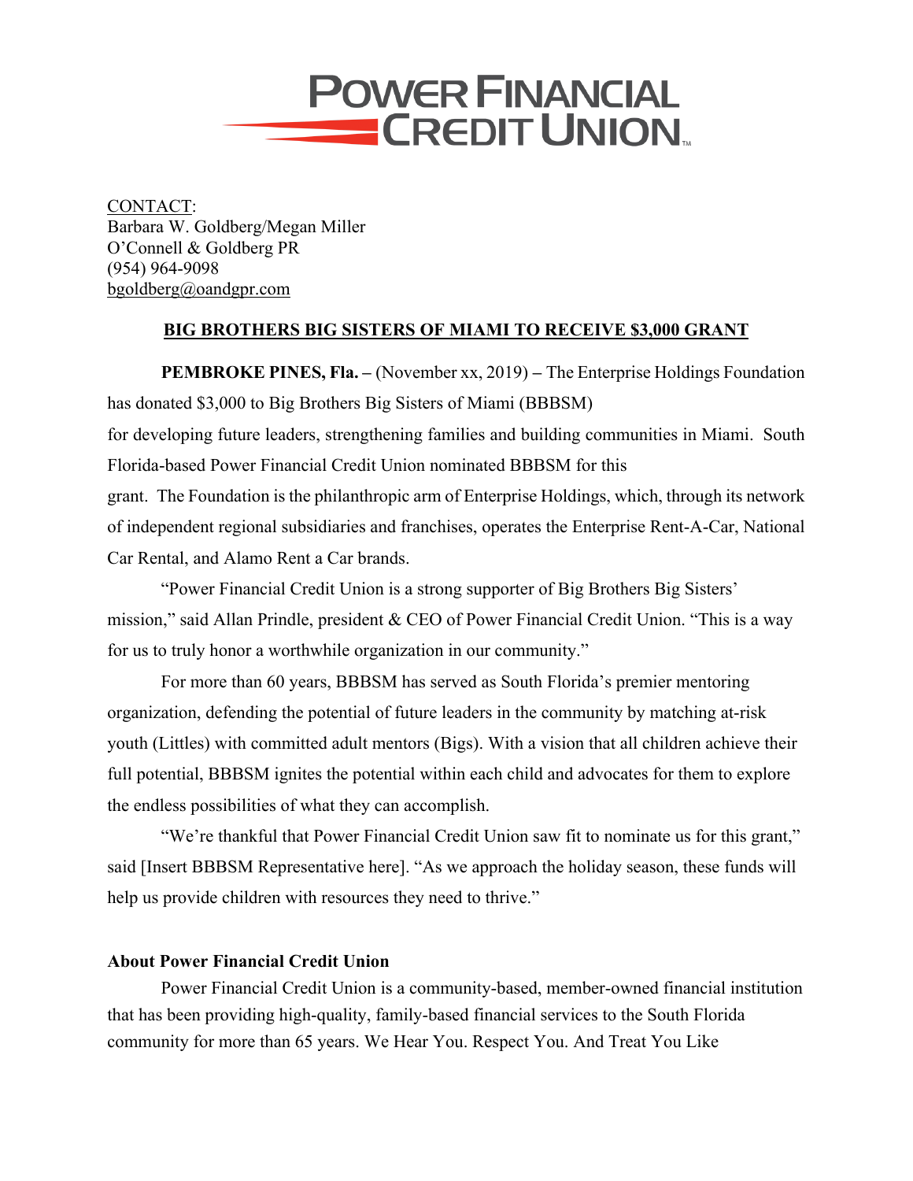# POWER FINANCIAL CREDIT UNION

CONTACT:
Barbara W. Goldberg/Megan Miller
O'Connell & Goldberg PR
(954) 964-9098
bgoldberg@oandgpr.com

## BIG BROTHERS BIG SISTERS OF MIAMI TO RECEIVE $3,000 GRANT

**PEMBROKE PINES, Fla. –** (November xx, 2019) **–** The Enterprise Holdings Foundation has donated $3,000 to Big Brothers Big Sisters of Miami (BBBSM) for developing future leaders, strengthening families and building communities in Miami. South Florida-based Power Financial Credit Union nominated BBBSM for this grant. The Foundation is the philanthropic arm of Enterprise Holdings, which, through its network of independent regional subsidiaries and franchises, operates the Enterprise Rent-A-Car, National Car Rental, and Alamo Rent a Car brands.

"Power Financial Credit Union is a strong supporter of Big Brothers Big Sisters' mission," said Allan Prindle, president & CEO of Power Financial Credit Union. "This is a way for us to truly honor a worthwhile organization in our community."

For more than 60 years, BBBSM has served as South Florida's premier mentoring organization, defending the potential of future leaders in the community by matching at-risk youth (Littles) with committed adult mentors (Bigs). With a vision that all children achieve their full potential, BBBSM ignites the potential within each child and advocates for them to explore the endless possibilities of what they can accomplish.

"We're thankful that Power Financial Credit Union saw fit to nominate us for this grant," said [Insert BBBSM Representative here]. "As we approach the holiday season, these funds will help us provide children with resources they need to thrive."

**About Power Financial Credit Union**

Power Financial Credit Union is a community-based, member-owned financial institution that has been providing high-quality, family-based financial services to the South Florida community for more than 65 years. We Hear You. Respect You. And Treat You Like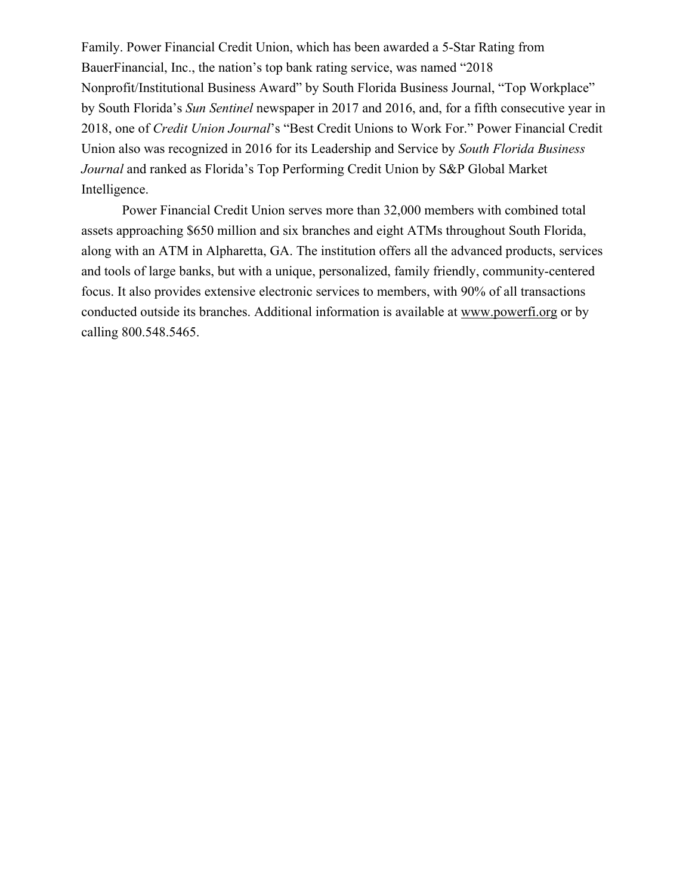Family. Power Financial Credit Union, which has been awarded a 5-Star Rating from BauerFinancial, Inc., the nation's top bank rating service, was named "2018 Nonprofit/Institutional Business Award" by South Florida Business Journal, "Top Workplace" by South Florida's *Sun Sentinel* newspaper in 2017 and 2016, and, for a fifth consecutive year in 2018, one of *Credit Union Journal*'s "Best Credit Unions to Work For." Power Financial Credit Union also was recognized in 2016 for its Leadership and Service by *South Florida Business Journal* and ranked as Florida's Top Performing Credit Union by S&P Global Market Intelligence.

Power Financial Credit Union serves more than 32,000 members with combined total assets approaching $650 million and six branches and eight ATMs throughout South Florida, along with an ATM in Alpharetta, GA. The institution offers all the advanced products, services and tools of large banks, but with a unique, personalized, family friendly, community-centered focus. It also provides extensive electronic services to members, with 90% of all transactions conducted outside its branches. Additional information is available at www.powerfi.org or by calling 800.548.5465.